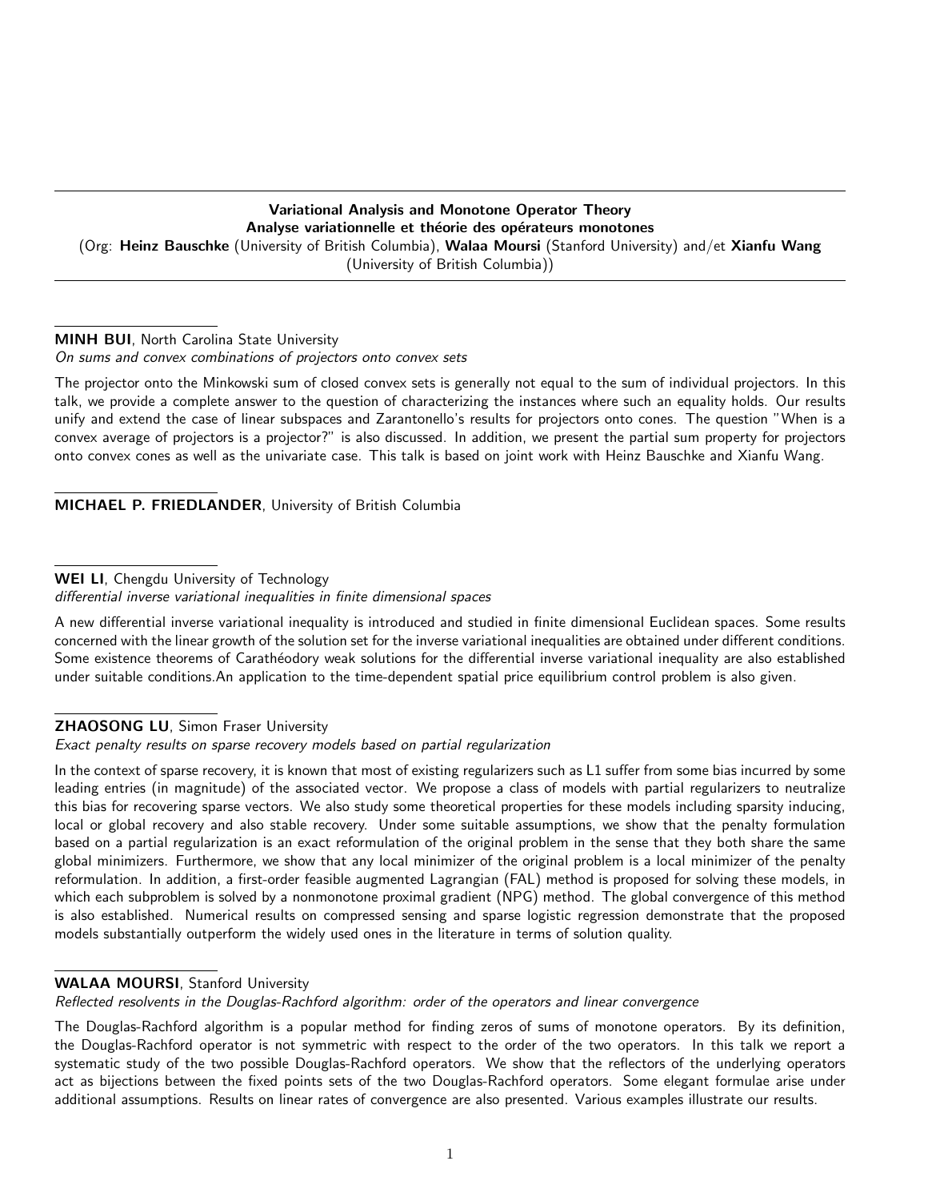## Variational Analysis and Monotone Operator Theory
## Analyse variationnelle et théorie des opérateurs monotones

(Org: **Heinz Bauschke** (University of British Columbia), **Walaa Moursi** (Stanford University) and/et **Xianfu Wang** (University of British Columbia))

---

**MINH BUI**, North Carolina State University
*On sums and convex combinations of projectors onto convex sets*

The projector onto the Minkowski sum of closed convex sets is generally not equal to the sum of individual projectors. In this talk, we provide a complete answer to the question of characterizing the instances where such an equality holds. Our results unify and extend the case of linear subspaces and Zarantonello's results for projectors onto cones. The question "When is a convex average of projectors is a projector?" is also discussed. In addition, we present the partial sum property for projectors onto convex cones as well as the univariate case. This talk is based on joint work with Heinz Bauschke and Xianfu Wang.

---

**MICHAEL P. FRIEDLANDER**, University of British Columbia

---

**WEI LI**, Chengdu University of Technology
*differential inverse variational inequalities in finite dimensional spaces*

A new differential inverse variational inequality is introduced and studied in finite dimensional Euclidean spaces. Some results concerned with the linear growth of the solution set for the inverse variational inequalities are obtained under different conditions. Some existence theorems of Carathéodory weak solutions for the differential inverse variational inequality are also established under suitable conditions.An application to the time-dependent spatial price equilibrium control problem is also given.

---

**ZHAOSONG LU**, Simon Fraser University
*Exact penalty results on sparse recovery models based on partial regularization*

In the context of sparse recovery, it is known that most of existing regularizers such as L1 suffer from some bias incurred by some leading entries (in magnitude) of the associated vector. We propose a class of models with partial regularizers to neutralize this bias for recovering sparse vectors. We also study some theoretical properties for these models including sparsity inducing, local or global recovery and also stable recovery. Under some suitable assumptions, we show that the penalty formulation based on a partial regularization is an exact reformulation of the original problem in the sense that they both share the same global minimizers. Furthermore, we show that any local minimizer of the original problem is a local minimizer of the penalty reformulation. In addition, a first-order feasible augmented Lagrangian (FAL) method is proposed for solving these models, in which each subproblem is solved by a nonmonotone proximal gradient (NPG) method. The global convergence of this method is also established. Numerical results on compressed sensing and sparse logistic regression demonstrate that the proposed models substantially outperform the widely used ones in the literature in terms of solution quality.

---

**WALAA MOURSI**, Stanford University
*Reflected resolvents in the Douglas-Rachford algorithm: order of the operators and linear convergence*

The Douglas-Rachford algorithm is a popular method for finding zeros of sums of monotone operators. By its definition, the Douglas-Rachford operator is not symmetric with respect to the order of the two operators. In this talk we report a systematic study of the two possible Douglas-Rachford operators. We show that the reflectors of the underlying operators act as bijections between the fixed points sets of the two Douglas-Rachford operators. Some elegant formulae arise under additional assumptions. Results on linear rates of convergence are also presented. Various examples illustrate our results.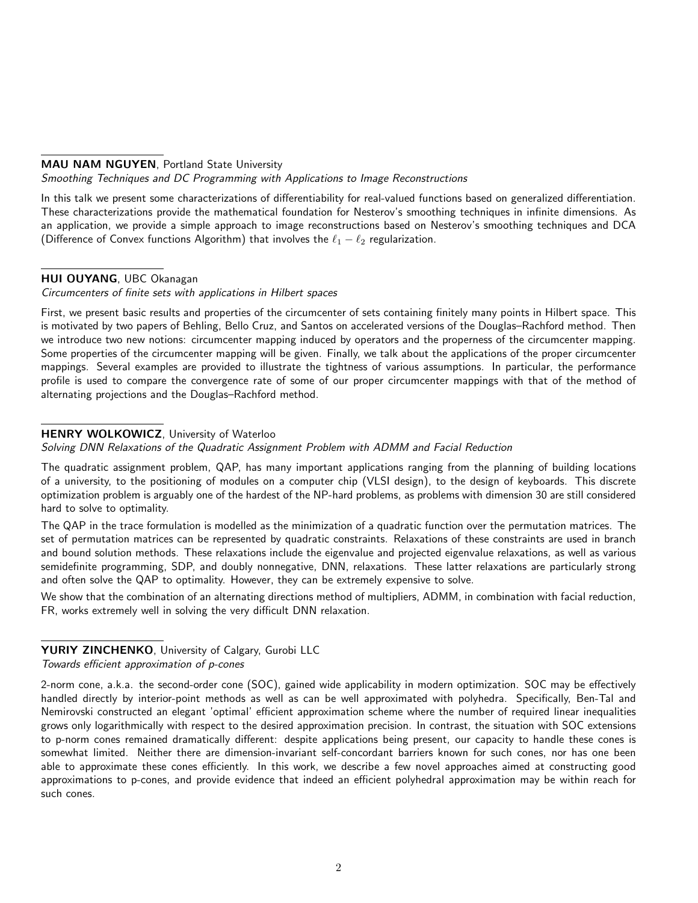**MAU NAM NGUYEN**, Portland State University
*Smoothing Techniques and DC Programming with Applications to Image Reconstructions*

In this talk we present some characterizations of differentiability for real-valued functions based on generalized differentiation. These characterizations provide the mathematical foundation for Nesterov's smoothing techniques in infinite dimensions. As an application, we provide a simple approach to image reconstructions based on Nesterov's smoothing techniques and DCA (Difference of Convex functions Algorithm) that involves the $\ell_1 - \ell_2$ regularization.

**HUI OUYANG**, UBC Okanagan
*Circumcenters of finite sets with applications in Hilbert spaces*

First, we present basic results and properties of the circumcenter of sets containing finitely many points in Hilbert space. This is motivated by two papers of Behling, Bello Cruz, and Santos on accelerated versions of the Douglas–Rachford method. Then we introduce two new notions: circumcenter mapping induced by operators and the properness of the circumcenter mapping. Some properties of the circumcenter mapping will be given. Finally, we talk about the applications of the proper circumcenter mappings. Several examples are provided to illustrate the tightness of various assumptions. In particular, the performance profile is used to compare the convergence rate of some of our proper circumcenter mappings with that of the method of alternating projections and the Douglas–Rachford method.

**HENRY WOLKOWICZ**, University of Waterloo
*Solving DNN Relaxations of the Quadratic Assignment Problem with ADMM and Facial Reduction*

The quadratic assignment problem, QAP, has many important applications ranging from the planning of building locations of a university, to the positioning of modules on a computer chip (VLSI design), to the design of keyboards. This discrete optimization problem is arguably one of the hardest of the NP-hard problems, as problems with dimension 30 are still considered hard to solve to optimality.

The QAP in the trace formulation is modelled as the minimization of a quadratic function over the permutation matrices. The set of permutation matrices can be represented by quadratic constraints. Relaxations of these constraints are used in branch and bound solution methods. These relaxations include the eigenvalue and projected eigenvalue relaxations, as well as various semidefinite programming, SDP, and doubly nonnegative, DNN, relaxations. These latter relaxations are particularly strong and often solve the QAP to optimality. However, they can be extremely expensive to solve.

We show that the combination of an alternating directions method of multipliers, ADMM, in combination with facial reduction, FR, works extremely well in solving the very difficult DNN relaxation.

**YURIY ZINCHENKO**, University of Calgary, Gurobi LLC
*Towards efficient approximation of p-cones*

2-norm cone, a.k.a. the second-order cone (SOC), gained wide applicability in modern optimization. SOC may be effectively handled directly by interior-point methods as well as can be well approximated with polyhedra. Specifically, Ben-Tal and Nemirovski constructed an elegant 'optimal' efficient approximation scheme where the number of required linear inequalities grows only logarithmically with respect to the desired approximation precision. In contrast, the situation with SOC extensions to p-norm cones remained dramatically different: despite applications being present, our capacity to handle these cones is somewhat limited. Neither there are dimension-invariant self-concordant barriers known for such cones, nor has one been able to approximate these cones efficiently. In this work, we describe a few novel approaches aimed at constructing good approximations to p-cones, and provide evidence that indeed an efficient polyhedral approximation may be within reach for such cones.